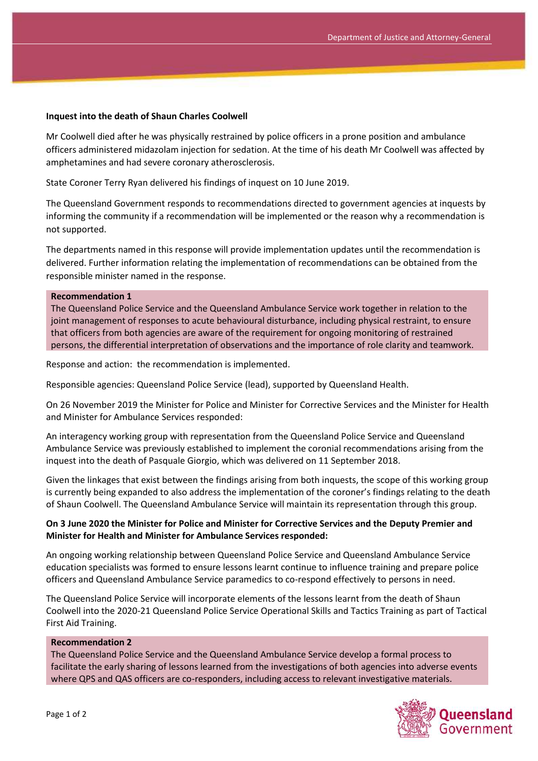**Inquest into the death of Shaun Charles Coolwell**

Mr Coolwell died after he was physically restrained by police officers in a prone position and ambulance officers administered midazolam injection for sedation. At the time of his death Mr Coolwell was affected by amphetamines and had severe coronary atherosclerosis.

State Coroner Terry Ryan delivered his findings of inquest on 10 June 2019.

The Queensland Government responds to recommendations directed to government agencies at inquests by informing the community if a recommendation will be implemented or the reason why a recommendation is not supported.

The departments named in this response will provide implementation updates until the recommendation is delivered. Further information relating the implementation of recommendations can be obtained from the responsible minister named in the response.

**Recommendation 1**

The Queensland Police Service and the Queensland Ambulance Service work together in relation to the joint management of responses to acute behavioural disturbance, including physical restraint, to ensure that officers from both agencies are aware of the requirement for ongoing monitoring of restrained persons, the differential interpretation of observations and the importance of role clarity and teamwork.

Response and action: the recommendation is implemented.

Responsible agencies: Queensland Police Service (lead), supported by Queensland Health.

On 26 November 2019 the Minister for Police and Minister for Corrective Services and the Minister for Health and Minister for Ambulance Services responded:

An interagency working group with representation from the Queensland Police Service and Queensland Ambulance Service was previously established to implement the coronial recommendations arising from the inquest into the death of Pasquale Giorgio, which was delivered on 11 September 2018.

Given the linkages that exist between the findings arising from both inquests, the scope of this working group is currently being expanded to also address the implementation of the coroner's findings relating to the death of Shaun Coolwell. The Queensland Ambulance Service will maintain its representation through this group.

**On 3 June 2020 the Minister for Police and Minister for Corrective Services and the Deputy Premier and Minister for Health and Minister for Ambulance Services responded:**

An ongoing working relationship between Queensland Police Service and Queensland Ambulance Service education specialists was formed to ensure lessons learnt continue to influence training and prepare police officers and Queensland Ambulance Service paramedics to co-respond effectively to persons in need.

The Queensland Police Service will incorporate elements of the lessons learnt from the death of Shaun Coolwell into the 2020-21 Queensland Police Service Operational Skills and Tactics Training as part of Tactical First Aid Training.

**Recommendation 2**

The Queensland Police Service and the Queensland Ambulance Service develop a formal process to facilitate the early sharing of lessons learned from the investigations of both agencies into adverse events where QPS and QAS officers are co-responders, including access to relevant investigative materials.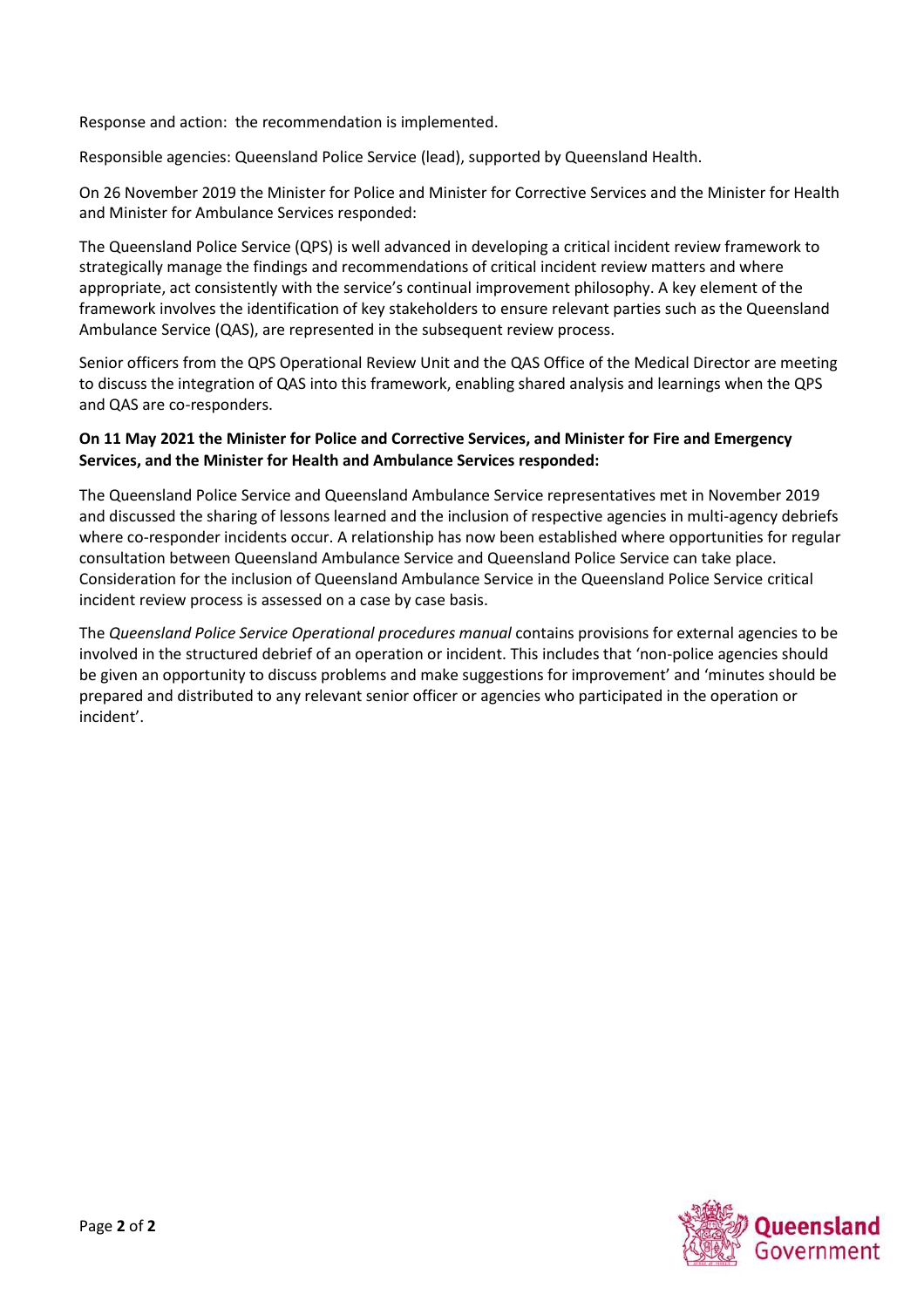Response and action: the recommendation is implemented.

Responsible agencies: Queensland Police Service (lead), supported by Queensland Health.

On 26 November 2019 the Minister for Police and Minister for Corrective Services and the Minister for Health and Minister for Ambulance Services responded:

The Queensland Police Service (QPS) is well advanced in developing a critical incident review framework to strategically manage the findings and recommendations of critical incident review matters and where appropriate, act consistently with the service's continual improvement philosophy. A key element of the framework involves the identification of key stakeholders to ensure relevant parties such as the Queensland Ambulance Service (QAS), are represented in the subsequent review process.

Senior officers from the QPS Operational Review Unit and the QAS Office of the Medical Director are meeting to discuss the integration of QAS into this framework, enabling shared analysis and learnings when the QPS and QAS are co-responders.

**On 11 May 2021 the Minister for Police and Corrective Services, and Minister for Fire and Emergency Services, and the Minister for Health and Ambulance Services responded:**

The Queensland Police Service and Queensland Ambulance Service representatives met in November 2019 and discussed the sharing of lessons learned and the inclusion of respective agencies in multi-agency debriefs where co-responder incidents occur. A relationship has now been established where opportunities for regular consultation between Queensland Ambulance Service and Queensland Police Service can take place. Consideration for the inclusion of Queensland Ambulance Service in the Queensland Police Service critical incident review process is assessed on a case by case basis.

The *Queensland Police Service Operational procedures manual* contains provisions for external agencies to be involved in the structured debrief of an operation or incident. This includes that 'non-police agencies should be given an opportunity to discuss problems and make suggestions for improvement' and 'minutes should be prepared and distributed to any relevant senior officer or agencies who participated in the operation or incident'.